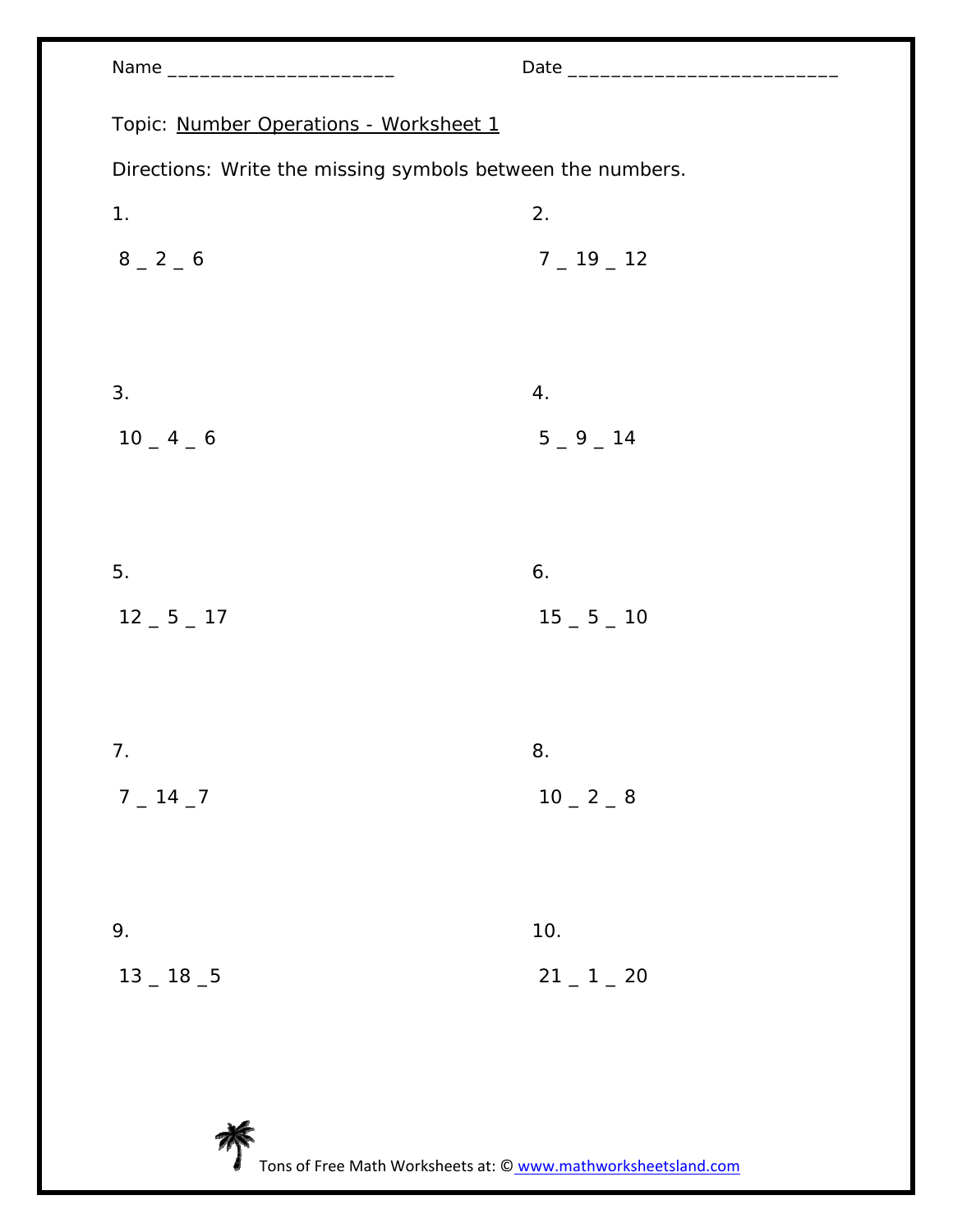Name ____________________ Date ________________________

Topic: Number Operations - Worksheet 1

Directions: Write the missing symbols between the numbers.

1.

8 _ 2 _ 6

2.

7 _ 19 _ 12

3.

10 _ 4 _ 6

4.

5 _ 9 _ 14

5.

12 _ 5 _ 17

6.

15 _ 5 _ 10

7.

7 _ 14 _7

8.

10 _ 2 _ 8

9.

13 _ 18 _5

10.

21 _ 1 _ 20

Tons of Free Math Worksheets at: © www.mathworksheetsland.com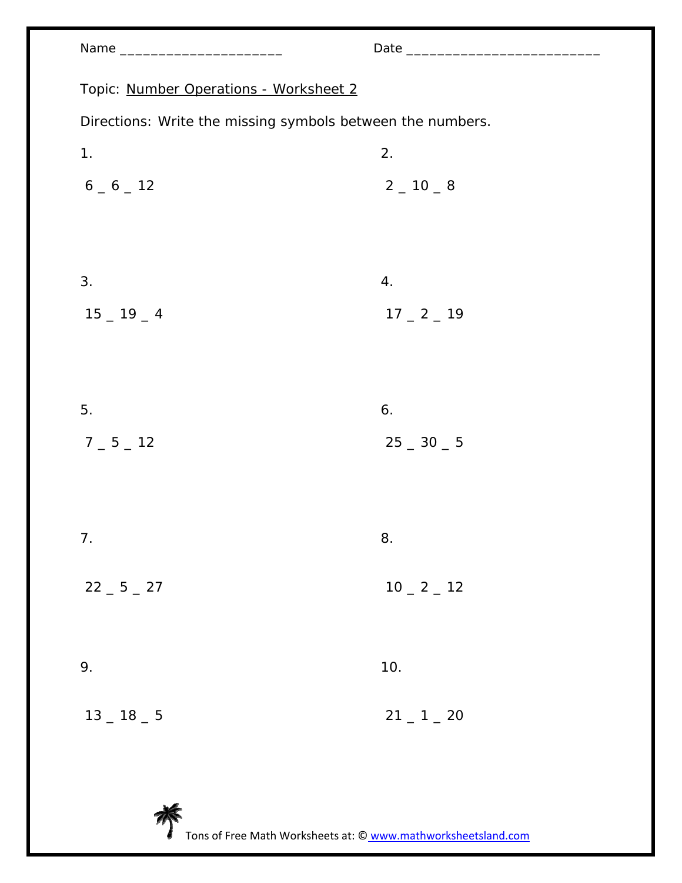Name ____________________ Date ________________________

Topic: Number Operations - Worksheet 2

Directions: Write the missing symbols between the numbers.

1.

6 _ 6 _ 12

2.

2 _ 10 _ 8

3.

15 _ 19 _ 4

4.

17 _ 2 _ 19

5.

7 _ 5 _ 12

6.

25 _ 30 _ 5

7.

22 _ 5 _ 27

8.

10 _ 2 _ 12

9.

13 _ 18 _ 5

10.

21 _ 1 _ 20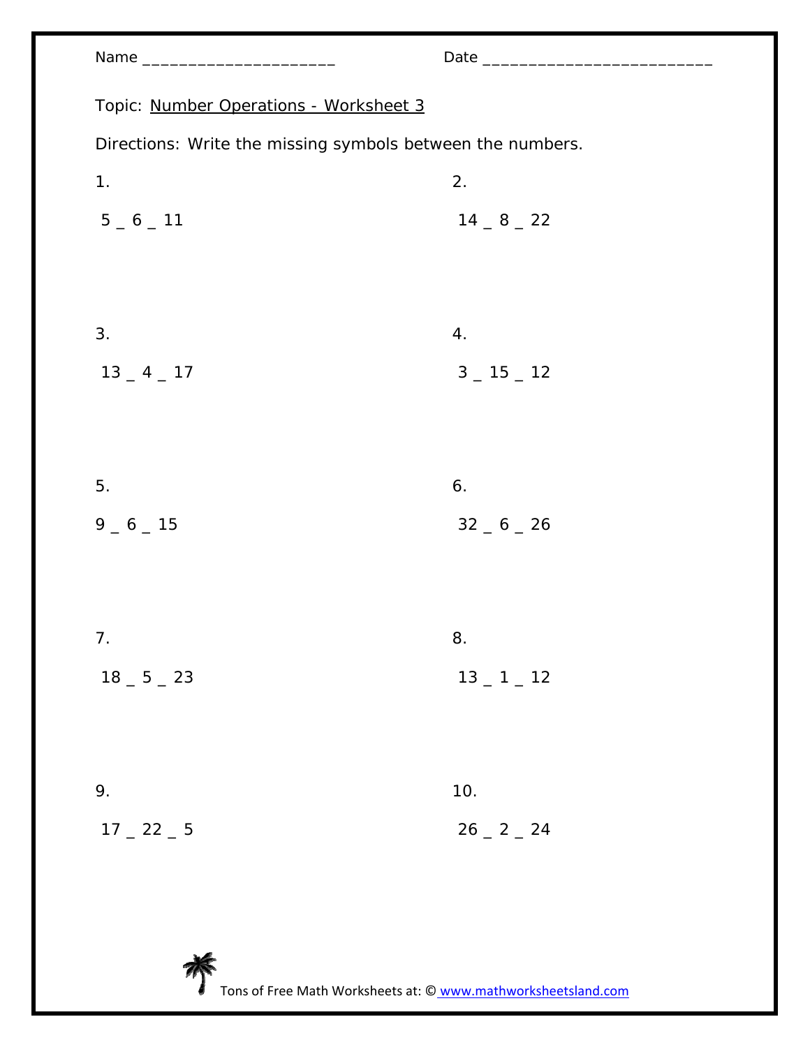Name ____________________ Date __________________________

Topic: Number Operations - Worksheet 3

Directions: Write the missing symbols between the numbers.

1. 

5 _ 6 _ 11

2. 

14 _ 8 _ 22

3. 

13 _ 4 _ 17

4. 

3 _ 15 _ 12

5. 

9 _ 6 _ 15

6. 

32 _ 6 _ 26

7. 

18 _ 5 _ 23

8. 

13 _ 1 _ 12

9. 

17 _ 22 _ 5

10. 

26 _ 2 _ 24

Tons of Free Math Worksheets at: © www.mathworksheetsland.com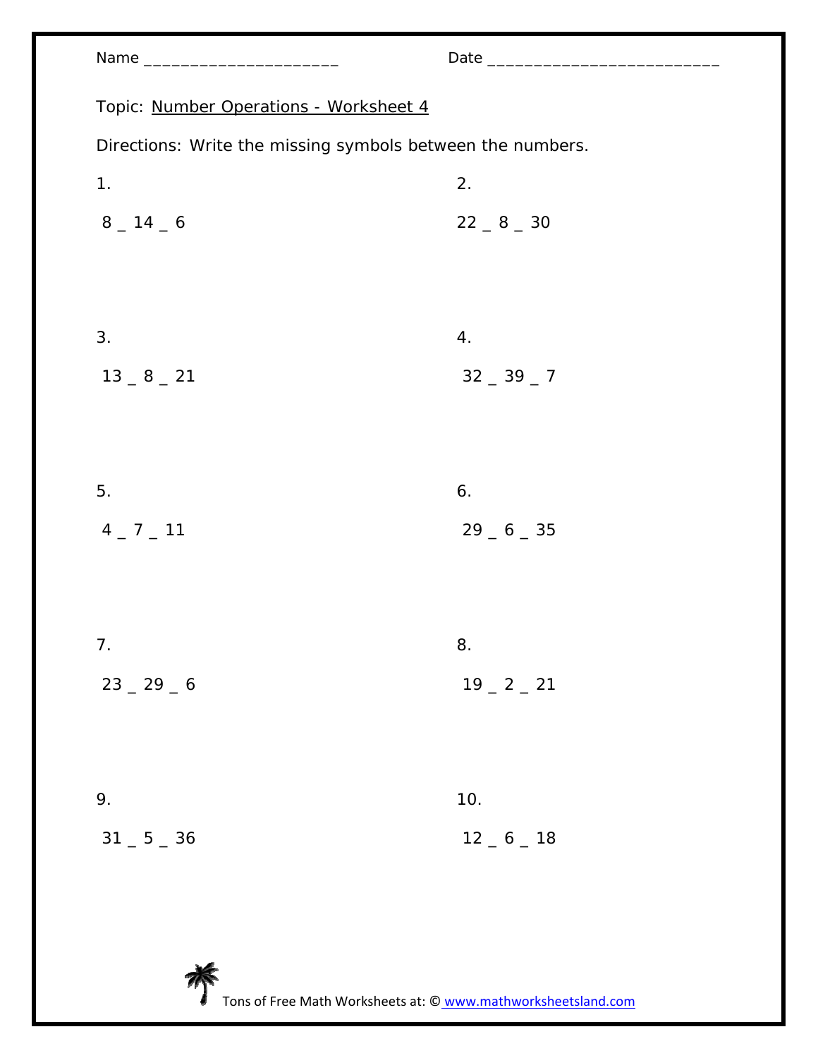Name ____________________ Date ________________________

Topic: Number Operations - Worksheet 4

Directions: Write the missing symbols between the numbers.

1.

8 _ 14 _ 6

2.

22 _ 8 _ 30

3.

13 _ 8 _ 21

4.

32 _ 39 _ 7

5.

4 _ 7 _ 11

6.

29 _ 6 _ 35

7.

23 _ 29 _ 6

8.

19 _ 2 _ 21

9.

31 _ 5 _ 36

10.

12 _ 6 _ 18

Tons of Free Math Worksheets at: © www.mathworksheetsland.com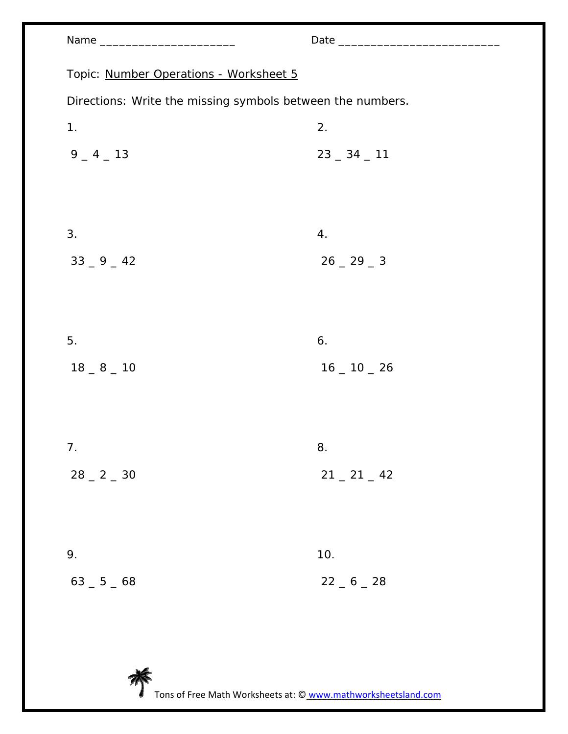Name ____________________ Date ________________________

Topic: Number Operations - Worksheet 5

Directions: Write the missing symbols between the numbers.

1.

9 _ 4 _ 13

2.

23 _ 34 _ 11

3.

33 _ 9 _ 42

4.

26 _ 29 _ 3

5.

18 _ 8 _ 10

6.

16 _ 10 _ 26

7.

28 _ 2 _ 30

8.

21 _ 21 _ 42

9.

63 _ 5 _ 68

10.

22 _ 6 _ 28

Tons of Free Math Worksheets at: © www.mathworksheetsland.com